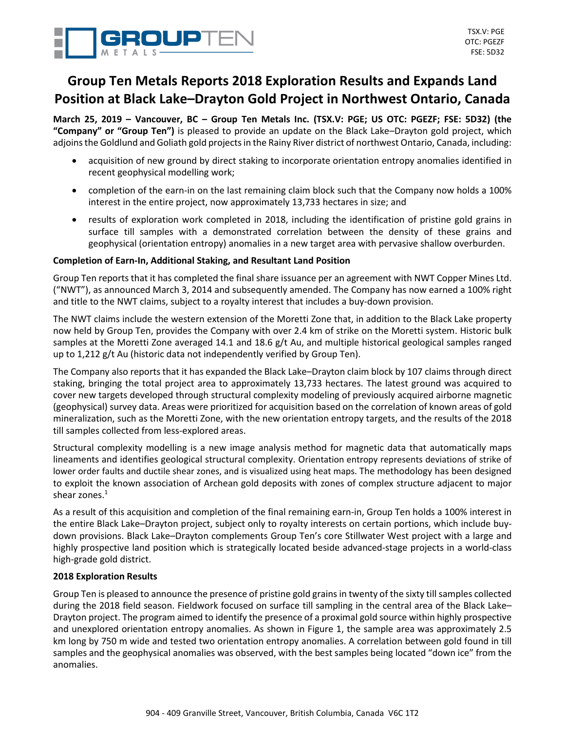TSX.V: PGE
OTC: PGEZF
FSE: 5D32

# Group Ten Metals Reports 2018 Exploration Results and Expands Land Position at Black Lake–Drayton Gold Project in Northwest Ontario, Canada

**March 25, 2019 – Vancouver, BC – Group Ten Metals Inc. (TSX.V: PGE; US OTC: PGEZF; FSE: 5D32) (the "Company" or "Group Ten")** is pleased to provide an update on the Black Lake–Drayton gold project, which adjoins the Goldlund and Goliath gold projects in the Rainy River district of northwest Ontario, Canada, including:

- acquisition of new ground by direct staking to incorporate orientation entropy anomalies identified in recent geophysical modelling work;
- completion of the earn-in on the last remaining claim block such that the Company now holds a 100% interest in the entire project, now approximately 13,733 hectares in size; and
- results of exploration work completed in 2018, including the identification of pristine gold grains in surface till samples with a demonstrated correlation between the density of these grains and geophysical (orientation entropy) anomalies in a new target area with pervasive shallow overburden.

**Completion of Earn-In, Additional Staking, and Resultant Land Position**

Group Ten reports that it has completed the final share issuance per an agreement with NWT Copper Mines Ltd. ("NWT"), as announced March 3, 2014 and subsequently amended. The Company has now earned a 100% right and title to the NWT claims, subject to a royalty interest that includes a buy-down provision.

The NWT claims include the western extension of the Moretti Zone that, in addition to the Black Lake property now held by Group Ten, provides the Company with over 2.4 km of strike on the Moretti system. Historic bulk samples at the Moretti Zone averaged 14.1 and 18.6 g/t Au, and multiple historical geological samples ranged up to 1,212 g/t Au (historic data not independently verified by Group Ten).

The Company also reports that it has expanded the Black Lake–Drayton claim block by 107 claims through direct staking, bringing the total project area to approximately 13,733 hectares. The latest ground was acquired to cover new targets developed through structural complexity modeling of previously acquired airborne magnetic (geophysical) survey data. Areas were prioritized for acquisition based on the correlation of known areas of gold mineralization, such as the Moretti Zone, with the new orientation entropy targets, and the results of the 2018 till samples collected from less-explored areas.

Structural complexity modelling is a new image analysis method for magnetic data that automatically maps lineaments and identifies geological structural complexity. Orientation entropy represents deviations of strike of lower order faults and ductile shear zones, and is visualized using heat maps. The methodology has been designed to exploit the known association of Archean gold deposits with zones of complex structure adjacent to major shear zones.[1]

As a result of this acquisition and completion of the final remaining earn-in, Group Ten holds a 100% interest in the entire Black Lake–Drayton project, subject only to royalty interests on certain portions, which include buy-down provisions. Black Lake–Drayton complements Group Ten's core Stillwater West project with a large and highly prospective land position which is strategically located beside advanced-stage projects in a world-class high-grade gold district.

**2018 Exploration Results**

Group Ten is pleased to announce the presence of pristine gold grains in twenty of the sixty till samples collected during the 2018 field season. Fieldwork focused on surface till sampling in the central area of the Black Lake–Drayton project. The program aimed to identify the presence of a proximal gold source within highly prospective and unexplored orientation entropy anomalies. As shown in Figure 1, the sample area was approximately 2.5 km long by 750 m wide and tested two orientation entropy anomalies. A correlation between gold found in till samples and the geophysical anomalies was observed, with the best samples being located "down ice" from the anomalies.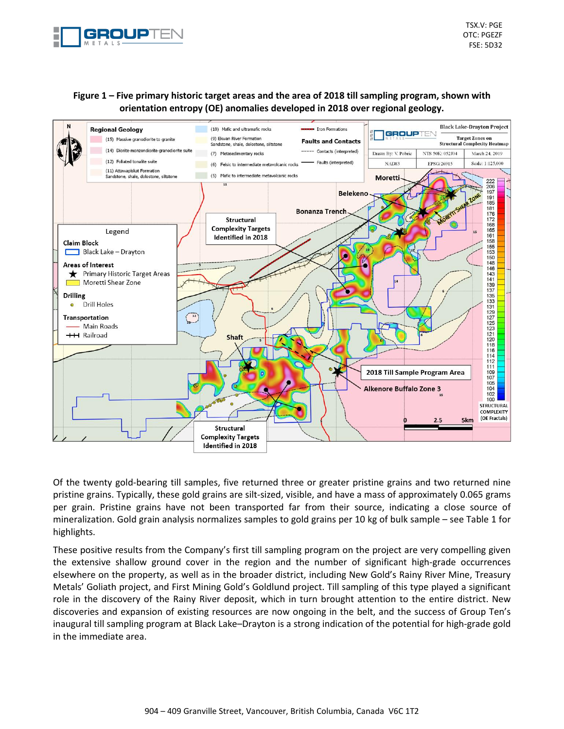**Figure 1 – Five primary historic target areas and the area of 2018 till sampling program, shown with orientation entropy (OE) anomalies developed in 2018 over regional geology.**

Of the twenty gold-bearing till samples, five returned three or greater pristine grains and two returned nine pristine grains. Typically, these gold grains are silt-sized, visible, and have a mass of approximately 0.065 grams per grain. Pristine grains have not been transported far from their source, indicating a close source of mineralization. Gold grain analysis normalizes samples to gold grains per 10 kg of bulk sample – see Table 1 for highlights.

These positive results from the Company's first till sampling program on the project are very compelling given the extensive shallow ground cover in the region and the number of significant high-grade occurrences elsewhere on the property, as well as in the broader district, including New Gold's Rainy River Mine, Treasury Metals' Goliath project, and First Mining Gold's Goldlund project. Till sampling of this type played a significant role in the discovery of the Rainy River deposit, which in turn brought attention to the entire district. New discoveries and expansion of existing resources are now ongoing in the belt, and the success of Group Ten's inaugural till sampling program at Black Lake–Drayton is a strong indication of the potential for high-grade gold in the immediate area.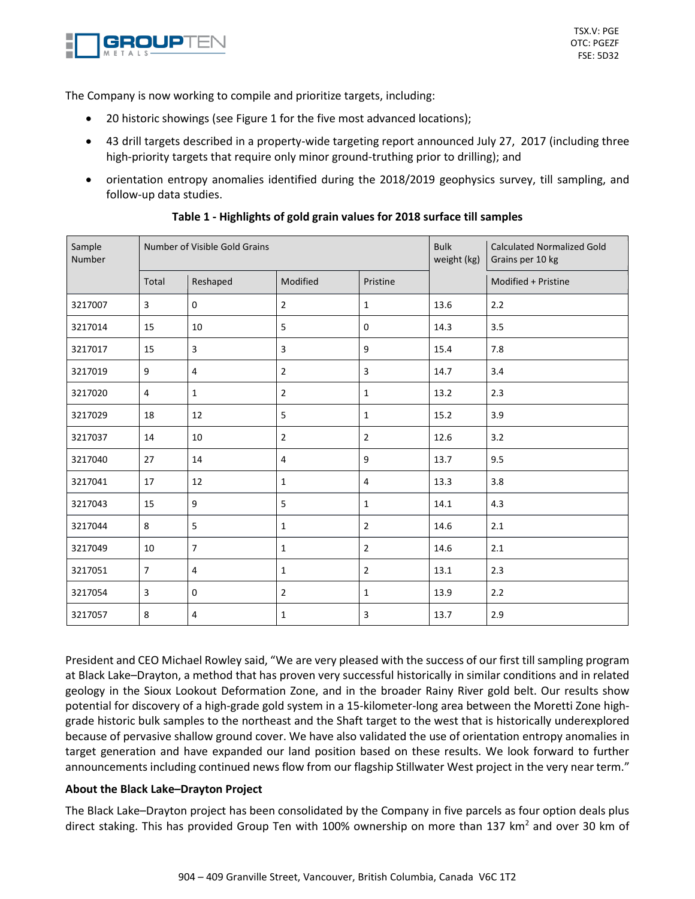The Company is now working to compile and prioritize targets, including:

- 20 historic showings (see Figure 1 for the five most advanced locations);
- 43 drill targets described in a property-wide targeting report announced July 27, 2017 (including three high-priority targets that require only minor ground-truthing prior to drilling); and
- orientation entropy anomalies identified during the 2018/2019 geophysics survey, till sampling, and follow-up data studies.

**Table 1 - Highlights of gold grain values for 2018 surface till samples**

| Sample Number | Number of Visible Gold Grains | | | | Bulk weight (kg) | Calculated Normalized Gold Grains per 10 kg |
|---|---|---|---|---|---|---|
| | Total | Reshaped | Modified | Pristine | | Modified + Pristine |
| 3217007 | 3 | 0 | 2 | 1 | 13.6 | 2.2 |
| 3217014 | 15 | 10 | 5 | 0 | 14.3 | 3.5 |
| 3217017 | 15 | 3 | 3 | 9 | 15.4 | 7.8 |
| 3217019 | 9 | 4 | 2 | 3 | 14.7 | 3.4 |
| 3217020 | 4 | 1 | 2 | 1 | 13.2 | 2.3 |
| 3217029 | 18 | 12 | 5 | 1 | 15.2 | 3.9 |
| 3217037 | 14 | 10 | 2 | 2 | 12.6 | 3.2 |
| 3217040 | 27 | 14 | 4 | 9 | 13.7 | 9.5 |
| 3217041 | 17 | 12 | 1 | 4 | 13.3 | 3.8 |
| 3217043 | 15 | 9 | 5 | 1 | 14.1 | 4.3 |
| 3217044 | 8 | 5 | 1 | 2 | 14.6 | 2.1 |
| 3217049 | 10 | 7 | 1 | 2 | 14.6 | 2.1 |
| 3217051 | 7 | 4 | 1 | 2 | 13.1 | 2.3 |
| 3217054 | 3 | 0 | 2 | 1 | 13.9 | 2.2 |
| 3217057 | 8 | 4 | 1 | 3 | 13.7 | 2.9 |

President and CEO Michael Rowley said, "We are very pleased with the success of our first till sampling program at Black Lake–Drayton, a method that has proven very successful historically in similar conditions and in related geology in the Sioux Lookout Deformation Zone, and in the broader Rainy River gold belt. Our results show potential for discovery of a high-grade gold system in a 15-kilometer-long area between the Moretti Zone high-grade historic bulk samples to the northeast and the Shaft target to the west that is historically underexplored because of pervasive shallow ground cover. We have also validated the use of orientation entropy anomalies in target generation and have expanded our land position based on these results. We look forward to further announcements including continued news flow from our flagship Stillwater West project in the very near term."

**About the Black Lake–Drayton Project**

The Black Lake–Drayton project has been consolidated by the Company in five parcels as four option deals plus direct staking. This has provided Group Ten with 100% ownership on more than 137 km$^2$ and over 30 km of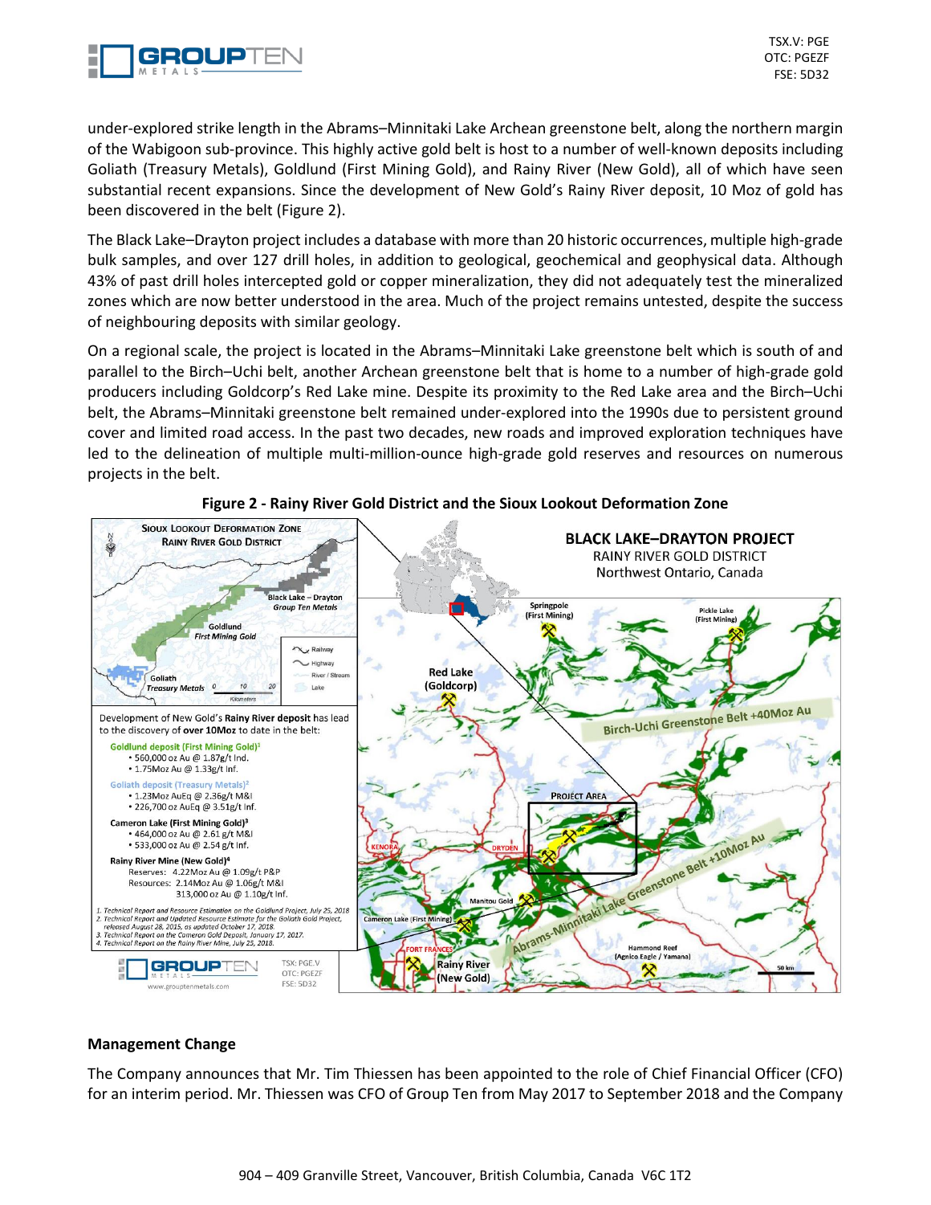under-explored strike length in the Abrams–Minnitaki Lake Archean greenstone belt, along the northern margin of the Wabigoon sub-province. This highly active gold belt is host to a number of well-known deposits including Goliath (Treasury Metals), Goldlund (First Mining Gold), and Rainy River (New Gold), all of which have seen substantial recent expansions. Since the development of New Gold's Rainy River deposit, 10 Moz of gold has been discovered in the belt (Figure 2).

The Black Lake–Drayton project includes a database with more than 20 historic occurrences, multiple high-grade bulk samples, and over 127 drill holes, in addition to geological, geochemical and geophysical data. Although 43% of past drill holes intercepted gold or copper mineralization, they did not adequately test the mineralized zones which are now better understood in the area. Much of the project remains untested, despite the success of neighbouring deposits with similar geology.

On a regional scale, the project is located in the Abrams–Minnitaki Lake greenstone belt which is south of and parallel to the Birch–Uchi belt, another Archean greenstone belt that is home to a number of high-grade gold producers including Goldcorp's Red Lake mine. Despite its proximity to the Red Lake area and the Birch–Uchi belt, the Abrams–Minnitaki greenstone belt remained under-explored into the 1990s due to persistent ground cover and limited road access. In the past two decades, new roads and improved exploration techniques have led to the delineation of multiple multi-million-ounce high-grade gold reserves and resources on numerous projects in the belt.

**Figure 2 - Rainy River Gold District and the Sioux Lookout Deformation Zone**

### Management Change

The Company announces that Mr. Tim Thiessen has been appointed to the role of Chief Financial Officer (CFO) for an interim period. Mr. Thiessen was CFO of Group Ten from May 2017 to September 2018 and the Company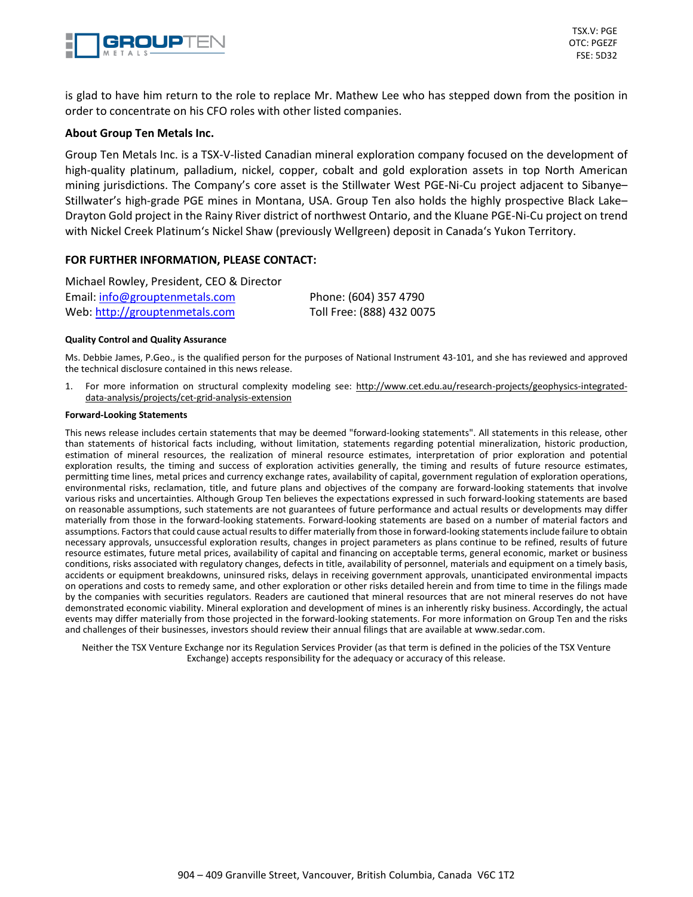is glad to have him return to the role to replace Mr. Mathew Lee who has stepped down from the position in order to concentrate on his CFO roles with other listed companies.

**About Group Ten Metals Inc.**

Group Ten Metals Inc. is a TSX-V-listed Canadian mineral exploration company focused on the development of high-quality platinum, palladium, nickel, copper, cobalt and gold exploration assets in top North American mining jurisdictions. The Company's core asset is the Stillwater West PGE-Ni-Cu project adjacent to Sibanye–Stillwater's high-grade PGE mines in Montana, USA. Group Ten also holds the highly prospective Black Lake–Drayton Gold project in the Rainy River district of northwest Ontario, and the Kluane PGE-Ni-Cu project on trend with Nickel Creek Platinum's Nickel Shaw (previously Wellgreen) deposit in Canada's Yukon Territory.

**FOR FURTHER INFORMATION, PLEASE CONTACT:**

Michael Rowley, President, CEO & Director
Email: info@grouptenmetals.com
Web: http://grouptenmetals.com
Phone: (604) 357 4790
Toll Free: (888) 432 0075

**Quality Control and Quality Assurance**

Ms. Debbie James, P.Geo., is the qualified person for the purposes of National Instrument 43-101, and she has reviewed and approved the technical disclosure contained in this news release.

1. For more information on structural complexity modeling see: http://www.cet.edu.au/research-projects/geophysics-integrated-data-analysis/projects/cet-grid-analysis-extension

**Forward-Looking Statements**

This news release includes certain statements that may be deemed "forward-looking statements". All statements in this release, other than statements of historical facts including, without limitation, statements regarding potential mineralization, historic production, estimation of mineral resources, the realization of mineral resource estimates, interpretation of prior exploration and potential exploration results, the timing and success of exploration activities generally, the timing and results of future resource estimates, permitting time lines, metal prices and currency exchange rates, availability of capital, government regulation of exploration operations, environmental risks, reclamation, title, and future plans and objectives of the company are forward-looking statements that involve various risks and uncertainties. Although Group Ten believes the expectations expressed in such forward-looking statements are based on reasonable assumptions, such statements are not guarantees of future performance and actual results or developments may differ materially from those in the forward-looking statements. Forward-looking statements are based on a number of material factors and assumptions. Factors that could cause actual results to differ materially from those in forward-looking statements include failure to obtain necessary approvals, unsuccessful exploration results, changes in project parameters as plans continue to be refined, results of future resource estimates, future metal prices, availability of capital and financing on acceptable terms, general economic, market or business conditions, risks associated with regulatory changes, defects in title, availability of personnel, materials and equipment on a timely basis, accidents or equipment breakdowns, uninsured risks, delays in receiving government approvals, unanticipated environmental impacts on operations and costs to remedy same, and other exploration or other risks detailed herein and from time to time in the filings made by the companies with securities regulators. Readers are cautioned that mineral resources that are not mineral reserves do not have demonstrated economic viability. Mineral exploration and development of mines is an inherently risky business. Accordingly, the actual events may differ materially from those projected in the forward-looking statements. For more information on Group Ten and the risks and challenges of their businesses, investors should review their annual filings that are available at www.sedar.com.

Neither the TSX Venture Exchange nor its Regulation Services Provider (as that term is defined in the policies of the TSX Venture Exchange) accepts responsibility for the adequacy or accuracy of this release.